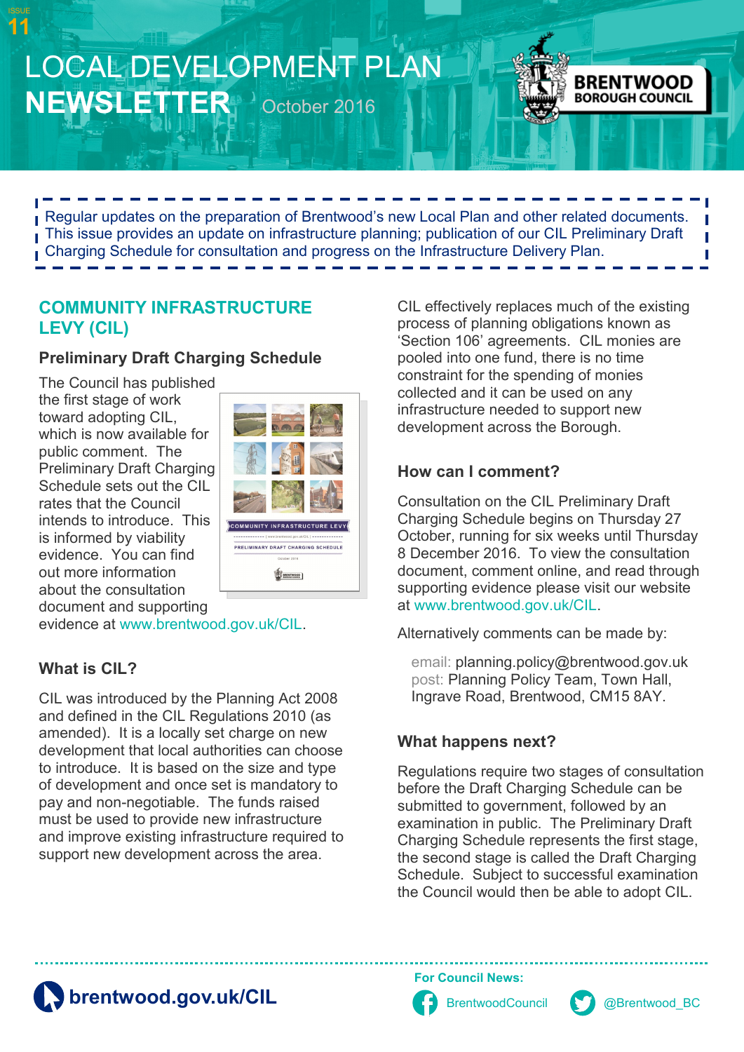ISSUE 11

# LOCAL DEVELOPMENT PLAN NEWSLETTER

October 2016

BRENTWOOD BOROUGH COUNCIL

Regular updates on the preparation of Brentwood's new Local Plan and other related documents. This issue provides an update on infrastructure planning; publication of our CIL Preliminary Draft Charging Schedule for consultation and progress on the Infrastructure Delivery Plan.

## COMMUNITY INFRASTRUCTURE LEVY (CIL)

### Preliminary Draft Charging Schedule

The Council has published the first stage of work toward adopting CIL, which is now available for public comment. The Preliminary Draft Charging Schedule sets out the CIL rates that the Council intends to introduce. This is informed by viability evidence. You can find out more information about the consultation document and supporting evidence at www.brentwood.gov.uk/CIL.

### What is CIL?

CIL was introduced by the Planning Act 2008 and defined in the CIL Regulations 2010 (as amended). It is a locally set charge on new development that local authorities can choose to introduce. It is based on the size and type of development and once set is mandatory to pay and non-negotiable. The funds raised must be used to provide new infrastructure and improve existing infrastructure required to support new development across the area.

CIL effectively replaces much of the existing process of planning obligations known as 'Section 106' agreements. CIL monies are pooled into one fund, there is no time constraint for the spending of monies collected and it can be used on any infrastructure needed to support new development across the Borough.

### How can I comment?

Consultation on the CIL Preliminary Draft Charging Schedule begins on Thursday 27 October, running for six weeks until Thursday 8 December 2016. To view the consultation document, comment online, and read through supporting evidence please visit our website at www.brentwood.gov.uk/CIL.

Alternatively comments can be made by:

email: planning.policy@brentwood.gov.uk
post: Planning Policy Team, Town Hall, Ingrave Road, Brentwood, CM15 8AY.

### What happens next?

Regulations require two stages of consultation before the Draft Charging Schedule can be submitted to government, followed by an examination in public. The Preliminary Draft Charging Schedule represents the first stage, the second stage is called the Draft Charging Schedule. Subject to successful examination the Council would then be able to adopt CIL.

**brentwood.gov.uk/CIL**

**For Council News:**

BrentwoodCouncil

@Brentwood_BC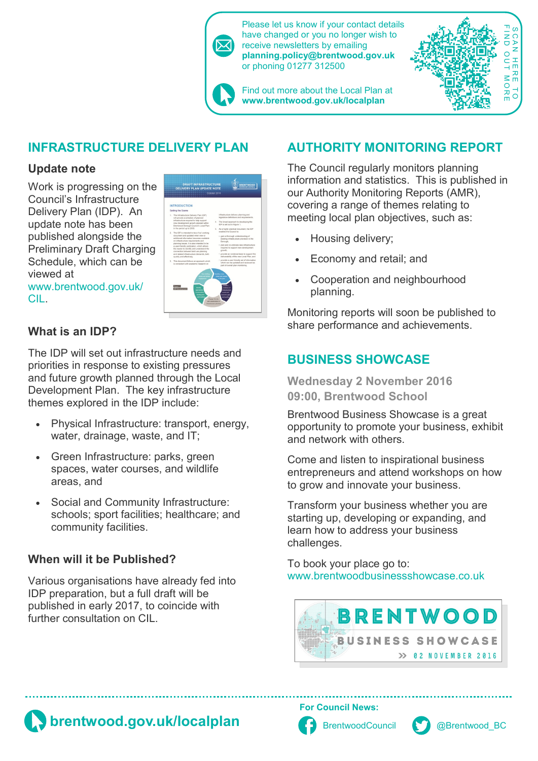Please let us know if your contact details have changed or you no longer wish to receive newsletters by emailing **planning.policy@brentwood.gov.uk** or phoning 01277 312500

Find out more about the Local Plan at **www.brentwood.gov.uk/localplan**

SCAN HERE TO FIND OUT MORE

## INFRASTRUCTURE DELIVERY PLAN

### Update note

Work is progressing on the Council's Infrastructure Delivery Plan (IDP). An update note has been published alongside the Preliminary Draft Charging Schedule, which can be viewed at www.brentwood.gov.uk/CIL.

### What is an IDP?

The IDP will set out infrastructure needs and priorities in response to existing pressures and future growth planned through the Local Development Plan. The key infrastructure themes explored in the IDP include:

- Physical Infrastructure: transport, energy, water, drainage, waste, and IT;
- Green Infrastructure: parks, green spaces, water courses, and wildlife areas, and
- Social and Community Infrastructure: schools; sport facilities; healthcare; and community facilities.

### When will it be Published?

Various organisations have already fed into IDP preparation, but a full draft will be published in early 2017, to coincide with further consultation on CIL.

## AUTHORITY MONITORING REPORT

The Council regularly monitors planning information and statistics. This is published in our Authority Monitoring Reports (AMR), covering a range of themes relating to meeting local plan objectives, such as:

- Housing delivery;
- Economy and retail; and
- Cooperation and neighbourhood planning.

Monitoring reports will soon be published to share performance and achievements.

## BUSINESS SHOWCASE

**Wednesday 2 November 2016**
**09:00, Brentwood School**

Brentwood Business Showcase is a great opportunity to promote your business, exhibit and network with others.

Come and listen to inspirational business entrepreneurs and attend workshops on how to grow and innovate your business.

Transform your business whether you are starting up, developing or expanding, and learn how to address your business challenges.

To book your place go to:
www.brentwoodbusinessshowcase.co.uk

BRENTWOOD BUSINESS SHOWCASE
02 NOVEMBER 2016

**brentwood.gov.uk/localplan**

**For Council News:**

BrentwoodCouncil

@Brentwood_BC